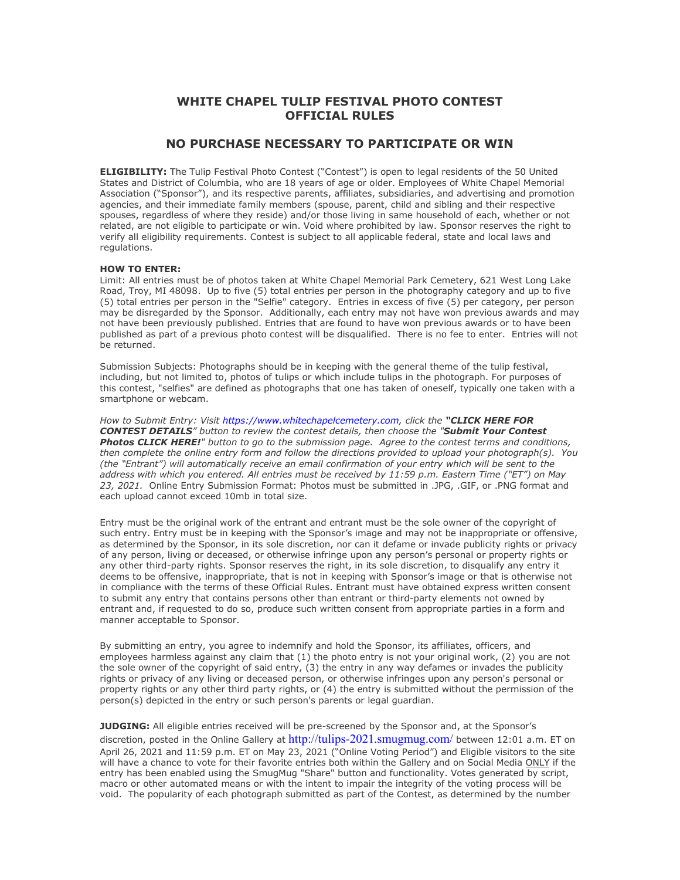# WHITE CHAPEL TULIP FESTIVAL PHOTO CONTEST OFFICIAL RULES

## NO PURCHASE NECESSARY TO PARTICIPATE OR WIN

**ELIGIBILITY:** The Tulip Festival Photo Contest ("Contest") is open to legal residents of the 50 United States and District of Columbia, who are 18 years of age or older. Employees of White Chapel Memorial Association ("Sponsor"), and its respective parents, affiliates, subsidiaries, and advertising and promotion agencies, and their immediate family members (spouse, parent, child and sibling and their respective spouses, regardless of where they reside) and/or those living in same household of each, whether or not related, are not eligible to participate or win. Void where prohibited by law. Sponsor reserves the right to verify all eligibility requirements. Contest is subject to all applicable federal, state and local laws and regulations.

**HOW TO ENTER:**
Limit: All entries must be of photos taken at White Chapel Memorial Park Cemetery, 621 West Long Lake Road, Troy, MI 48098. Up to five (5) total entries per person in the photography category and up to five (5) total entries per person in the "Selfie" category. Entries in excess of five (5) per category, per person may be disregarded by the Sponsor. Additionally, each entry may not have won previous awards and may not have been previously published. Entries that are found to have won previous awards or to have been published as part of a previous photo contest will be disqualified. There is no fee to enter. Entries will not be returned.

Submission Subjects: Photographs should be in keeping with the general theme of the tulip festival, including, but not limited to, photos of tulips or which include tulips in the photograph. For purposes of this contest, "selfies" are defined as photographs that one has taken of oneself, typically one taken with a smartphone or webcam.

*How to Submit Entry: Visit https://www.whitechapelcemetery.com, click the **"CLICK HERE FOR CONTEST DETAILS"** button to review the contest details, then choose the "**Submit Your Contest Photos CLICK HERE!**" button to go to the submission page. Agree to the contest terms and conditions, then complete the online entry form and follow the directions provided to upload your photograph(s). You (the "Entrant") will automatically receive an email confirmation of your entry which will be sent to the address with which you entered. All entries must be received by 11:59 p.m. Eastern Time ("ET") on May 23, 2021.* Online Entry Submission Format: Photos must be submitted in .JPG, .GIF, or .PNG format and each upload cannot exceed 10mb in total size.

Entry must be the original work of the entrant and entrant must be the sole owner of the copyright of such entry. Entry must be in keeping with the Sponsor's image and may not be inappropriate or offensive, as determined by the Sponsor, in its sole discretion, nor can it defame or invade publicity rights or privacy of any person, living or deceased, or otherwise infringe upon any person's personal or property rights or any other third-party rights. Sponsor reserves the right, in its sole discretion, to disqualify any entry it deems to be offensive, inappropriate, that is not in keeping with Sponsor's image or that is otherwise not in compliance with the terms of these Official Rules. Entrant must have obtained express written consent to submit any entry that contains persons other than entrant or third-party elements not owned by entrant and, if requested to do so, produce such written consent from appropriate parties in a form and manner acceptable to Sponsor.

By submitting an entry, you agree to indemnify and hold the Sponsor, its affiliates, officers, and employees harmless against any claim that (1) the photo entry is not your original work, (2) you are not the sole owner of the copyright of said entry, (3) the entry in any way defames or invades the publicity rights or privacy of any living or deceased person, or otherwise infringes upon any person's personal or property rights or any other third party rights, or (4) the entry is submitted without the permission of the person(s) depicted in the entry or such person's parents or legal guardian.

**JUDGING:** All eligible entries received will be pre-screened by the Sponsor and, at the Sponsor's discretion, posted in the Online Gallery at http://tulips-2021.smugmug.com/ between 12:01 a.m. ET on April 26, 2021 and 11:59 p.m. ET on May 23, 2021 ("Online Voting Period") and Eligible visitors to the site will have a chance to vote for their favorite entries both within the Gallery and on Social Media ONLY if the entry has been enabled using the SmugMug "Share" button and functionality. Votes generated by script, macro or other automated means or with the intent to impair the integrity of the voting process will be void. The popularity of each photograph submitted as part of the Contest, as determined by the number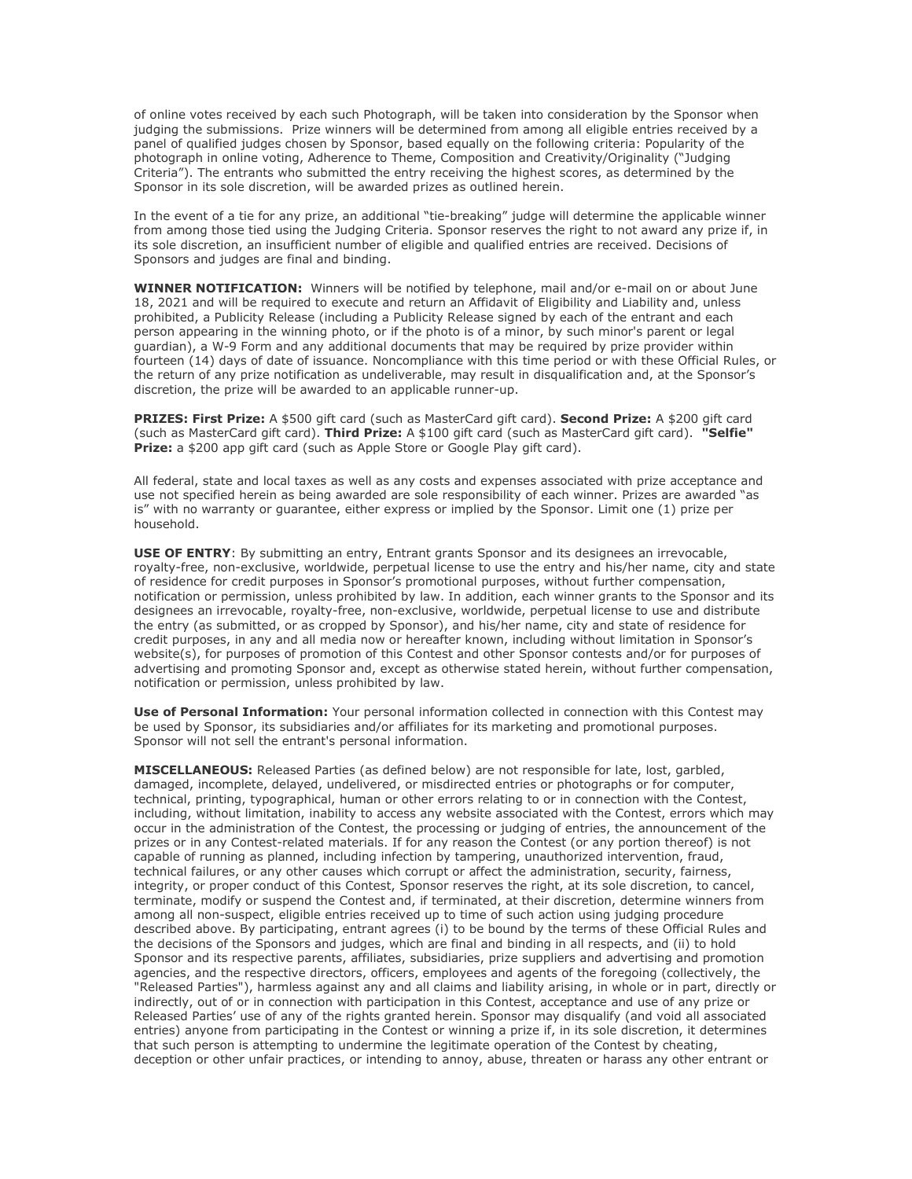of online votes received by each such Photograph, will be taken into consideration by the Sponsor when judging the submissions. Prize winners will be determined from among all eligible entries received by a panel of qualified judges chosen by Sponsor, based equally on the following criteria: Popularity of the photograph in online voting, Adherence to Theme, Composition and Creativity/Originality ("Judging Criteria"). The entrants who submitted the entry receiving the highest scores, as determined by the Sponsor in its sole discretion, will be awarded prizes as outlined herein.

In the event of a tie for any prize, an additional "tie-breaking" judge will determine the applicable winner from among those tied using the Judging Criteria. Sponsor reserves the right to not award any prize if, in its sole discretion, an insufficient number of eligible and qualified entries are received. Decisions of Sponsors and judges are final and binding.

**WINNER NOTIFICATION:** Winners will be notified by telephone, mail and/or e-mail on or about June 18, 2021 and will be required to execute and return an Affidavit of Eligibility and Liability and, unless prohibited, a Publicity Release (including a Publicity Release signed by each of the entrant and each person appearing in the winning photo, or if the photo is of a minor, by such minor's parent or legal guardian), a W-9 Form and any additional documents that may be required by prize provider within fourteen (14) days of date of issuance. Noncompliance with this time period or with these Official Rules, or the return of any prize notification as undeliverable, may result in disqualification and, at the Sponsor's discretion, the prize will be awarded to an applicable runner-up.

**PRIZES: First Prize:** A $500 gift card (such as MasterCard gift card). **Second Prize:** A $200 gift card (such as MasterCard gift card). **Third Prize:** A $100 gift card (such as MasterCard gift card). **"Selfie" Prize:** a $200 app gift card (such as Apple Store or Google Play gift card).

All federal, state and local taxes as well as any costs and expenses associated with prize acceptance and use not specified herein as being awarded are sole responsibility of each winner. Prizes are awarded "as is" with no warranty or guarantee, either express or implied by the Sponsor. Limit one (1) prize per household.

**USE OF ENTRY**: By submitting an entry, Entrant grants Sponsor and its designees an irrevocable, royalty-free, non-exclusive, worldwide, perpetual license to use the entry and his/her name, city and state of residence for credit purposes in Sponsor's promotional purposes, without further compensation, notification or permission, unless prohibited by law. In addition, each winner grants to the Sponsor and its designees an irrevocable, royalty-free, non-exclusive, worldwide, perpetual license to use and distribute the entry (as submitted, or as cropped by Sponsor), and his/her name, city and state of residence for credit purposes, in any and all media now or hereafter known, including without limitation in Sponsor's website(s), for purposes of promotion of this Contest and other Sponsor contests and/or for purposes of advertising and promoting Sponsor and, except as otherwise stated herein, without further compensation, notification or permission, unless prohibited by law.

**Use of Personal Information:** Your personal information collected in connection with this Contest may be used by Sponsor, its subsidiaries and/or affiliates for its marketing and promotional purposes. Sponsor will not sell the entrant's personal information.

**MISCELLANEOUS:** Released Parties (as defined below) are not responsible for late, lost, garbled, damaged, incomplete, delayed, undelivered, or misdirected entries or photographs or for computer, technical, printing, typographical, human or other errors relating to or in connection with the Contest, including, without limitation, inability to access any website associated with the Contest, errors which may occur in the administration of the Contest, the processing or judging of entries, the announcement of the prizes or in any Contest-related materials. If for any reason the Contest (or any portion thereof) is not capable of running as planned, including infection by tampering, unauthorized intervention, fraud, technical failures, or any other causes which corrupt or affect the administration, security, fairness, integrity, or proper conduct of this Contest, Sponsor reserves the right, at its sole discretion, to cancel, terminate, modify or suspend the Contest and, if terminated, at their discretion, determine winners from among all non-suspect, eligible entries received up to time of such action using judging procedure described above. By participating, entrant agrees (i) to be bound by the terms of these Official Rules and the decisions of the Sponsors and judges, which are final and binding in all respects, and (ii) to hold Sponsor and its respective parents, affiliates, subsidiaries, prize suppliers and advertising and promotion agencies, and the respective directors, officers, employees and agents of the foregoing (collectively, the "Released Parties"), harmless against any and all claims and liability arising, in whole or in part, directly or indirectly, out of or in connection with participation in this Contest, acceptance and use of any prize or Released Parties' use of any of the rights granted herein. Sponsor may disqualify (and void all associated entries) anyone from participating in the Contest or winning a prize if, in its sole discretion, it determines that such person is attempting to undermine the legitimate operation of the Contest by cheating, deception or other unfair practices, or intending to annoy, abuse, threaten or harass any other entrant or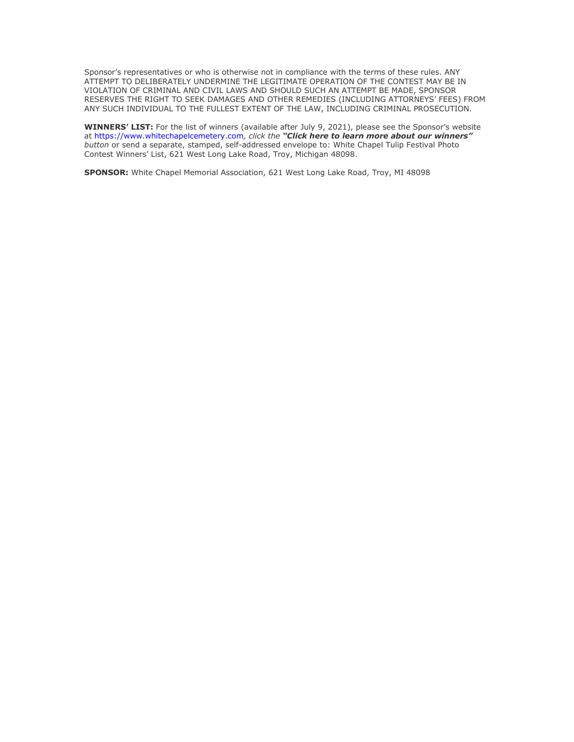Sponsor's representatives or who is otherwise not in compliance with the terms of these rules. ANY ATTEMPT TO DELIBERATELY UNDERMINE THE LEGITIMATE OPERATION OF THE CONTEST MAY BE IN VIOLATION OF CRIMINAL AND CIVIL LAWS AND SHOULD SUCH AN ATTEMPT BE MADE, SPONSOR RESERVES THE RIGHT TO SEEK DAMAGES AND OTHER REMEDIES (INCLUDING ATTORNEYS' FEES) FROM ANY SUCH INDIVIDUAL TO THE FULLEST EXTENT OF THE LAW, INCLUDING CRIMINAL PROSECUTION.

**WINNERS' LIST:** For the list of winners (available after July 9, 2021), please see the Sponsor's website at https://www.whitechapelcemetery.com*, click the* ***"Click here to learn more about our winners"*** *button* or send a separate, stamped, self-addressed envelope to: White Chapel Tulip Festival Photo Contest Winners' List, 621 West Long Lake Road, Troy, Michigan 48098.

**SPONSOR:** White Chapel Memorial Association, 621 West Long Lake Road, Troy, MI 48098